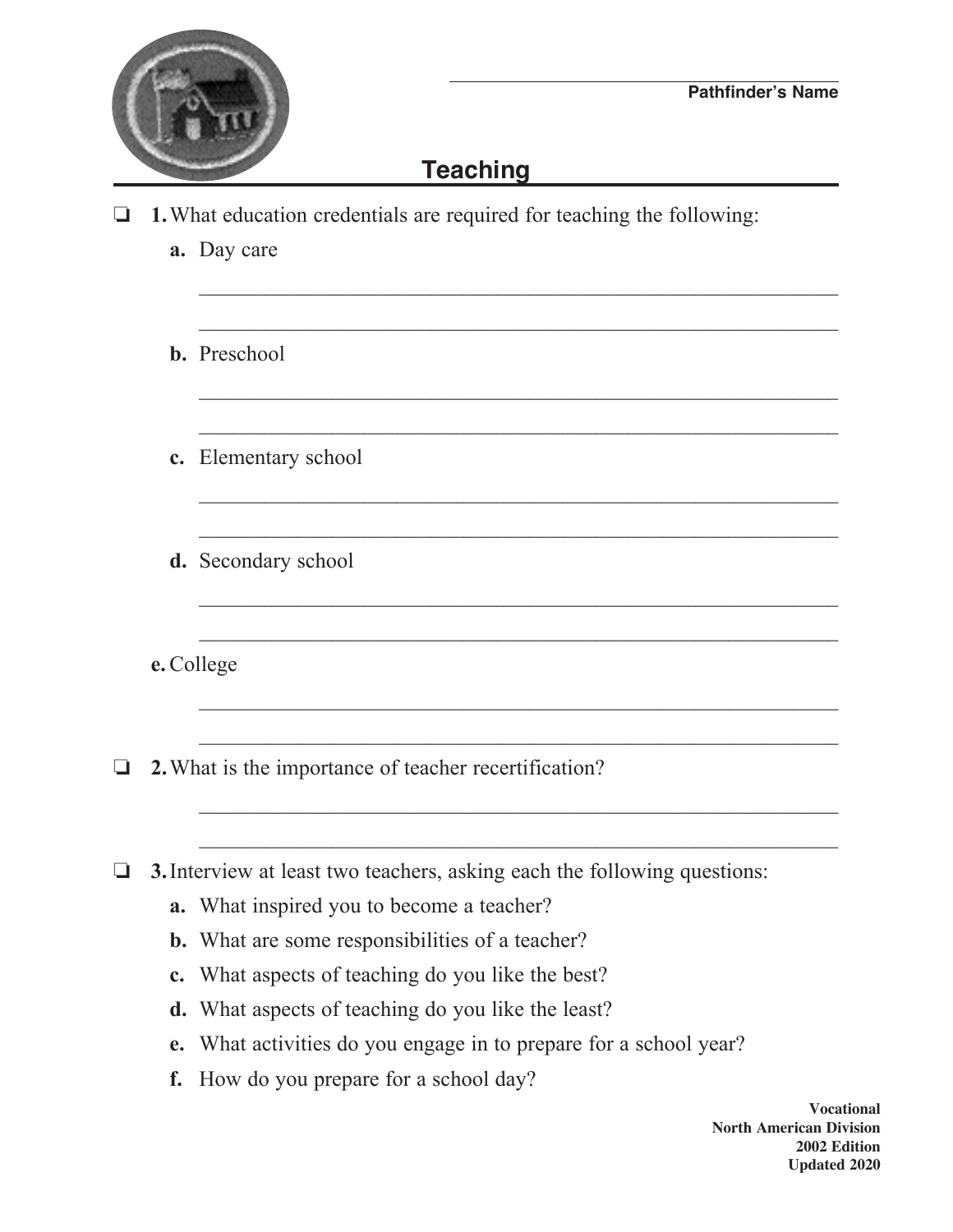Pathfinder's Name

# Teaching

- ❏ **1.** What education credentials are required for teaching the following:
  - **a.** Day care
  - **b.** Preschool
  - **c.** Elementary school
  - **d.** Secondary school
  - **e.** College
- ❏ **2.** What is the importance of teacher recertification?
- ❏ **3.** Interview at least two teachers, asking each the following questions:
  - **a.** What inspired you to become a teacher?
  - **b.** What are some responsibilities of a teacher?
  - **c.** What aspects of teaching do you like the best?
  - **d.** What aspects of teaching do you like the least?
  - **e.** What activities do you engage in to prepare for a school year?
  - **f.** How do you prepare for a school day?

**Vocational**
**North American Division**
**2002 Edition**
**Updated 2020**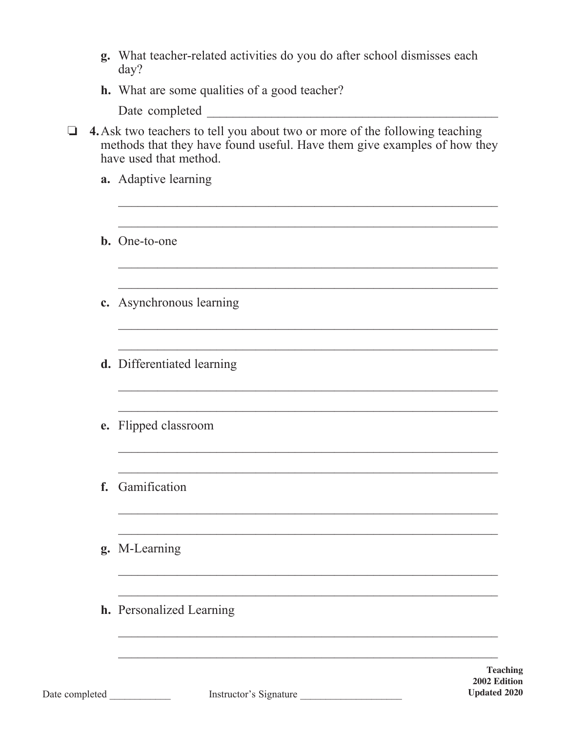g. What teacher-related activities do you do after school dismisses each day?

h. What are some qualities of a good teacher?

Date completed ______________________________________________

❏ **4.** Ask two teachers to tell you about two or more of the following teaching methods that they have found useful. Have them give examples of how they have used that method.

**a.** Adaptive learning

_______________________________________________________________

_______________________________________________________________

**b.** One-to-one

_______________________________________________________________

_______________________________________________________________

**c.** Asynchronous learning

_______________________________________________________________

_______________________________________________________________

**d.** Differentiated learning

_______________________________________________________________

_______________________________________________________________

**e.** Flipped classroom

_______________________________________________________________

_______________________________________________________________

**f.** Gamification

_______________________________________________________________

_______________________________________________________________

**g.** M-Learning

_______________________________________________________________

_______________________________________________________________

**h.** Personalized Learning

_______________________________________________________________

_______________________________________________________________

Date completed ____________ Instructor's Signature ___________________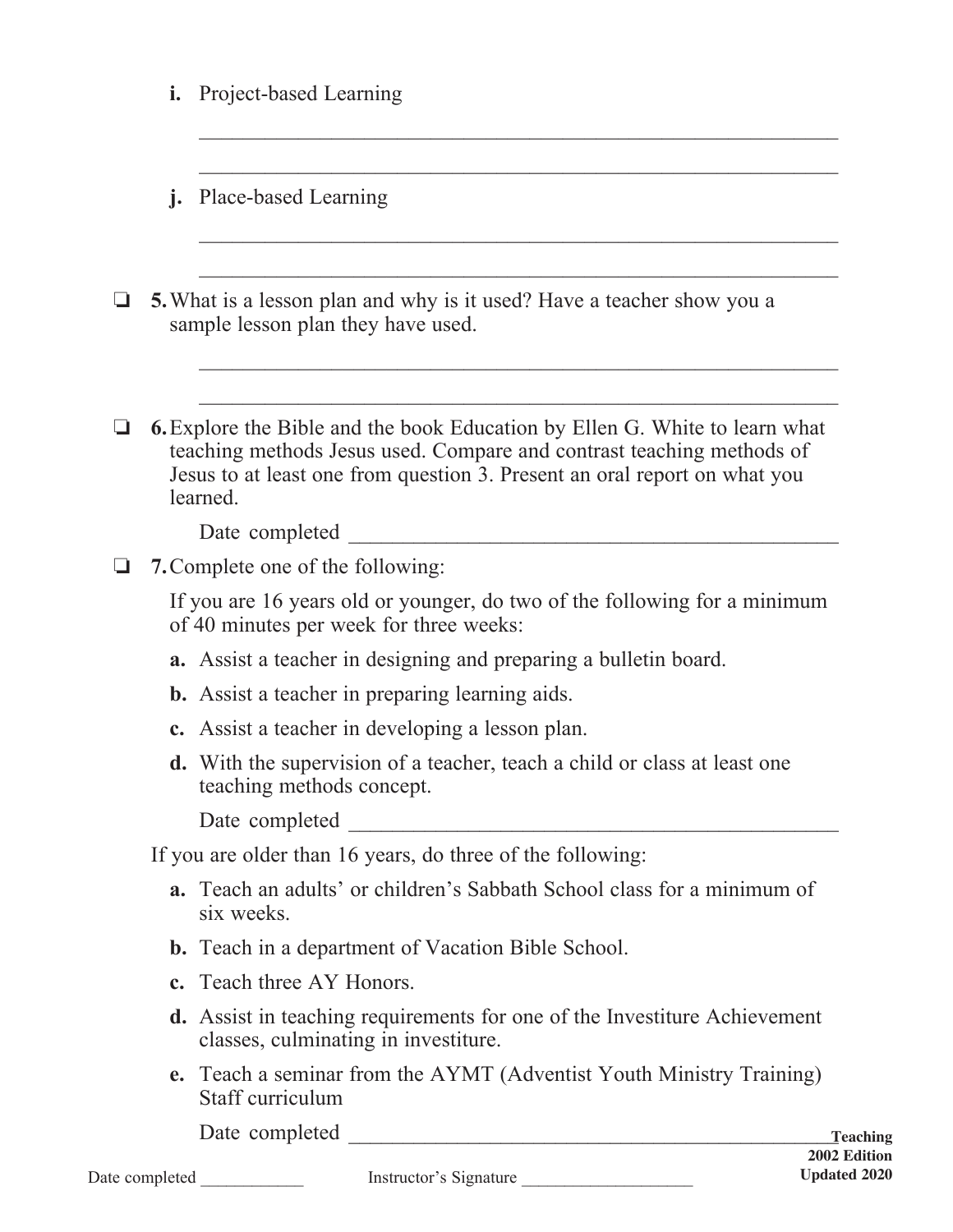**i.** Project-based Learning

\_\_\_\_\_\_\_\_\_\_\_\_\_\_\_\_\_\_\_\_\_\_\_\_\_\_\_\_\_\_\_\_\_\_\_\_\_\_\_\_\_\_\_\_\_\_\_\_\_\_\_\_\_\_\_\_

\_\_\_\_\_\_\_\_\_\_\_\_\_\_\_\_\_\_\_\_\_\_\_\_\_\_\_\_\_\_\_\_\_\_\_\_\_\_\_\_\_\_\_\_\_\_\_\_\_\_\_\_\_\_\_\_

**j.** Place-based Learning

\_\_\_\_\_\_\_\_\_\_\_\_\_\_\_\_\_\_\_\_\_\_\_\_\_\_\_\_\_\_\_\_\_\_\_\_\_\_\_\_\_\_\_\_\_\_\_\_\_\_\_\_\_\_\_\_

\_\_\_\_\_\_\_\_\_\_\_\_\_\_\_\_\_\_\_\_\_\_\_\_\_\_\_\_\_\_\_\_\_\_\_\_\_\_\_\_\_\_\_\_\_\_\_\_\_\_\_\_\_\_\_\_

❏ **5.** What is a lesson plan and why is it used? Have a teacher show you a sample lesson plan they have used.

\_\_\_\_\_\_\_\_\_\_\_\_\_\_\_\_\_\_\_\_\_\_\_\_\_\_\_\_\_\_\_\_\_\_\_\_\_\_\_\_\_\_\_\_\_\_\_\_\_\_\_\_\_\_\_\_

\_\_\_\_\_\_\_\_\_\_\_\_\_\_\_\_\_\_\_\_\_\_\_\_\_\_\_\_\_\_\_\_\_\_\_\_\_\_\_\_\_\_\_\_\_\_\_\_\_\_\_\_\_\_\_\_

❏ **6.** Explore the Bible and the book Education by Ellen G. White to learn what teaching methods Jesus used. Compare and contrast teaching methods of Jesus to at least one from question 3. Present an oral report on what you learned.

Date completed \_\_\_\_\_\_\_\_\_\_\_\_\_\_\_\_\_\_\_\_\_\_\_\_\_\_\_\_\_\_\_\_\_\_\_\_\_\_\_\_\_\_\_\_

❏ **7.** Complete one of the following:

If you are 16 years old or younger, do two of the following for a minimum of 40 minutes per week for three weeks:

**a.** Assist a teacher in designing and preparing a bulletin board.

**b.** Assist a teacher in preparing learning aids.

**c.** Assist a teacher in developing a lesson plan.

**d.** With the supervision of a teacher, teach a child or class at least one teaching methods concept.

Date completed \_\_\_\_\_\_\_\_\_\_\_\_\_\_\_\_\_\_\_\_\_\_\_\_\_\_\_\_\_\_\_\_\_\_\_\_\_\_\_\_\_\_\_\_

If you are older than 16 years, do three of the following:

**a.** Teach an adults' or children's Sabbath School class for a minimum of six weeks.

**b.** Teach in a department of Vacation Bible School.

**c.** Teach three AY Honors.

**d.** Assist in teaching requirements for one of the Investiture Achievement classes, culminating in investiture.

**e.** Teach a seminar from the AYMT (Adventist Youth Ministry Training) Staff curriculum

Date completed \_\_\_\_\_\_\_\_\_\_\_\_\_\_\_\_\_\_\_\_\_\_\_\_\_\_\_\_\_\_\_\_\_\_\_\_\_\_\_\_\_\_\_\_

Date completed \_\_\_\_\_\_\_\_\_\_\_\_ Instructor's Signature \_\_\_\_\_\_\_\_\_\_\_\_\_\_\_\_\_\_\_\_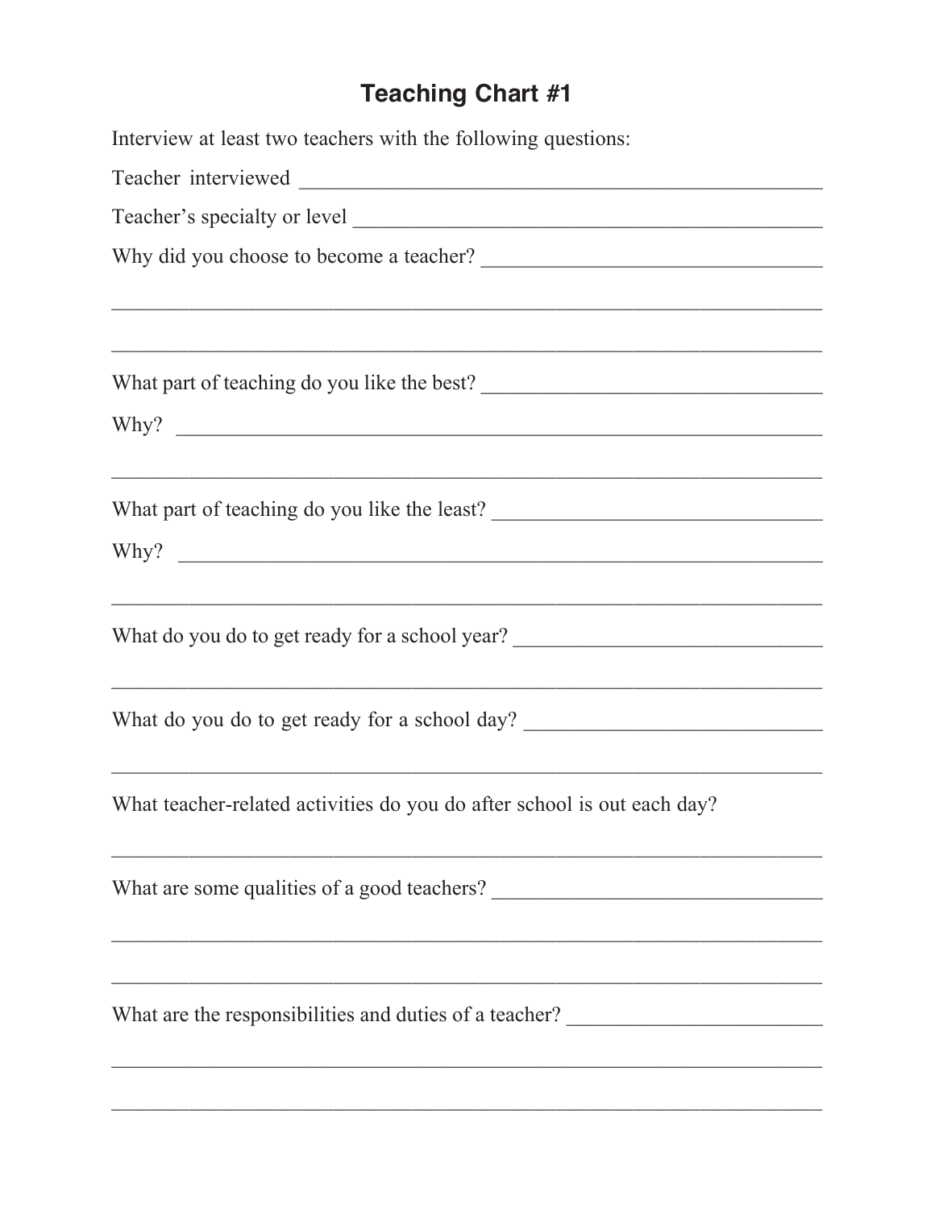# Teaching Chart #1

Interview at least two teachers with the following questions:

Teacher interviewed ____________________________________________

Teacher's specialty or level ______________________________________

Why did you choose to become a teacher? __________________________

______________________________________________________________

______________________________________________________________

What part of teaching do you like the best? _________________________

Why? _________________________________________________________

______________________________________________________________

What part of teaching do you like the least? _________________________

Why? _________________________________________________________

______________________________________________________________

What do you do to get ready for a school year? _____________________

______________________________________________________________

What do you do to get ready for a school day? ______________________

______________________________________________________________

What teacher-related activities do you do after school is out each day?

______________________________________________________________

What are some qualities of a good teachers? ________________________

______________________________________________________________

______________________________________________________________

What are the responsibilities and duties of a teacher? _________________

______________________________________________________________

______________________________________________________________